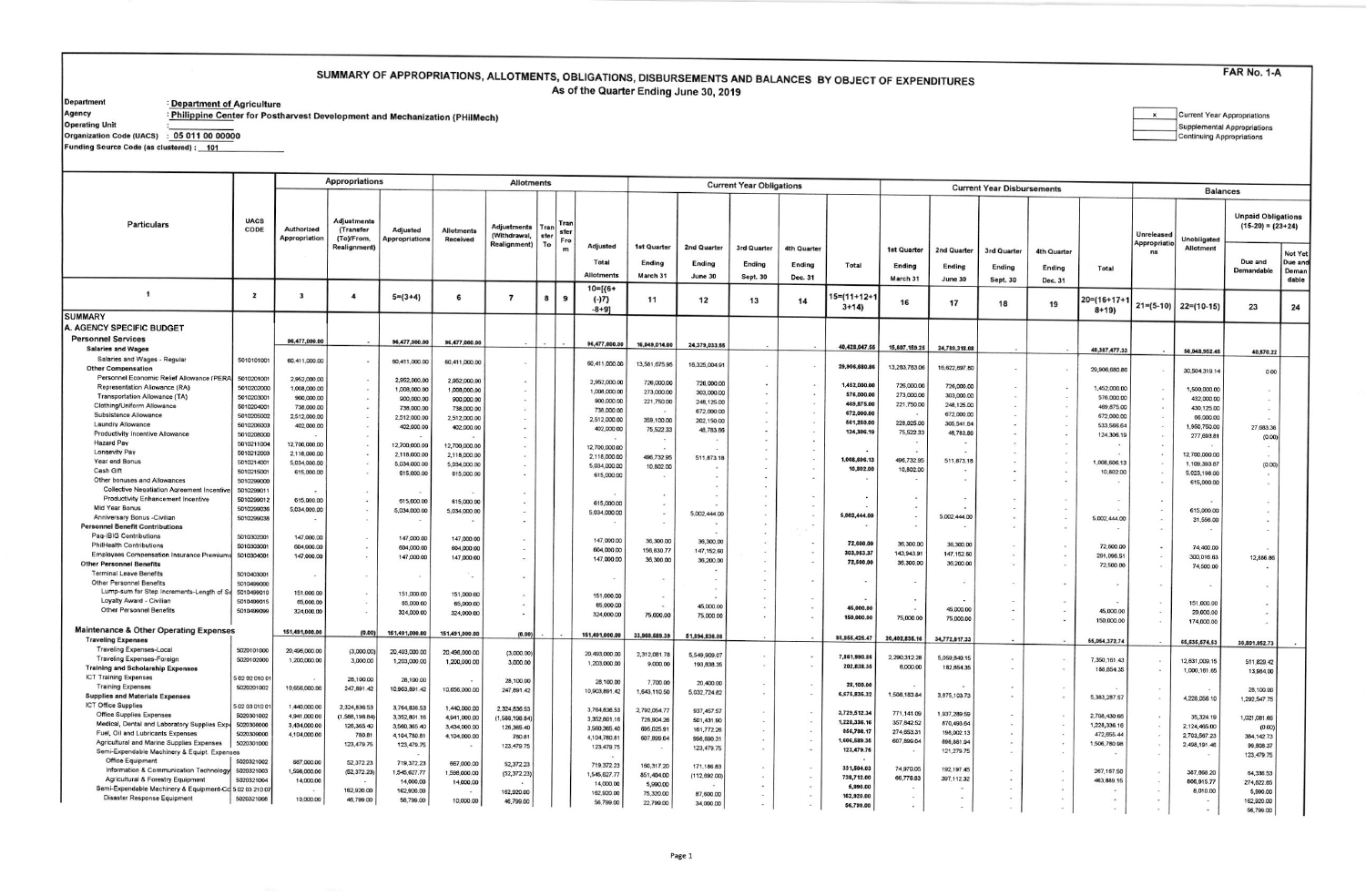# SUMMARY OF APPROPRIATIONS, ALLOTMENTS, OBLIGATIONS, DISBURSEMENTS AND BALANCES BY OBJECT OF EXPENDITURES

**FAR No. 1-A**

As of the Quarter Ending June 30, 2019

Department : Department of Agriculture
Agency : Philippine Center for Postharvest Development and Mechanization (PHilMech)
Operating Unit :
Organization Code (UACS) : 05 011 00 00000
Funding Source Code (as clustered) : 101

| x | Current Year Appropriations |
|---|---|
| | Supplemental Appropriations |
| | Continuing Appropriations |

| Particulars | UACS CODE | Appropriations | | | Allotments | | | | | Current Year Obligations | | | | | Current Year Disbursements | | | | | Balances | | | |
|---|---|---|---|---|---|---|---|---|---|---|---|---|---|---|---|---|---|---|---|---|---|---|---|
| | | Authorized Appropriation | Adjustments (Transfer (To)/From, Realignment) | Adjusted Appropriations | Allotments Received | Adjustments (Withdrawal, Realignment) | Transfer To | Transfer From | Adjusted Total Allotments | 1st Quarter Ending March 31 | 2nd Quarter Ending June 30 | 3rd Quarter Ending Sept. 30 | 4th Quarter Ending Dec. 31 | Total | 1st Quarter Ending March 31 | 2nd Quarter Ending June 30 | 3rd Quarter Ending Sept. 30 | 4th Quarter Ending Dec. 31 | Total | Unreleased Appropriations | Unobligated Allotment | Unpaid Obligations (15-20) = (23+24) Due and Demandable | Not Yet Due and Demandable |
| 1 | 2 | 3 | 4 | 5=(3+4) | 6 | 7 | 8 | 9 | 10=[(6+(-)7)-8+9] | 11 | 12 | 13 | 14 | 15=(11+12+13+14) | 16 | 17 | 18 | 19 | 20=(16+17+18+19) | 21=(5-10) | 22=(10-15) | 23 | 24 |
| **SUMMARY** | | | | | | | | | | | | | | | | | | | | | | | |
| **A. AGENCY SPECIFIC BUDGET** | | | | | | | | | | | | | | | | | | | | | | | |
| **Personnel Services** | | 96,477,000.00 | - | 96,477,000.00 | 96,477,000.00 | - | - | - | 96,477,000.00 | 16,049,014.00 | 24,379,033.56 | - | - | 40,428,047.56 | 15,607,159.25 | 24,780,318.08 | - | - | 40,387,477.33 | - | 56,048,952.45 | 40,570.22 | |
| Salaries and Wages | | | | | | | | | | | | | | | | | | | | | | | |
| Salaries and Wages - Regular | 5010101001 | 60,411,000.00 | - | 60,411,000.00 | 60,411,000.00 | - | | | 60,411,000.00 | 13,581,675.95 | 16,325,004.91 | - | - | 29,906,680.86 | 13,283,783.06 | 16,622,897.80 | - | - | 29,906,680.86 | - | 30,504,319.14 | 0.00 | |
| Other Compensation | | | | | | | | | | | | | | | | | | | | | | | |
| Personnel Economic Relief Allowance (PERA) | 5010201001 | 2,952,000.00 | - | 2,952,000.00 | 2,952,000.00 | - | | | 2,952,000.00 | 726,000.00 | 726,000.00 | - | - | 1,452,000.00 | 726,000.00 | 726,000.00 | - | - | 1,452,000.00 | - | 1,500,000.00 | - | |
| Representation Allowance (RA) | 5010202000 | 1,008,000.00 | - | 1,008,000.00 | 1,008,000.00 | - | | | 1,008,000.00 | 273,000.00 | 303,000.00 | - | - | 576,000.00 | 273,000.00 | 303,000.00 | - | - | 576,000.00 | - | 432,000.00 | - | |
| Transportation Allowance (TA) | 5010203001 | 900,000.00 | - | 900,000.00 | 900,000.00 | - | | | 900,000.00 | 221,750.00 | 248,125.00 | - | - | 469,875.00 | 221,750.00 | 248,125.00 | - | - | 469,875.00 | - | 430,125.00 | - | |
| Clothing/Uniform Allowance | 5010204001 | 738,000.00 | - | 738,000.00 | 738,000.00 | - | | | 738,000.00 | - | 672,000.00 | - | - | 672,000.00 | - | 672,000.00 | - | - | 672,000.00 | - | 66,000.00 | - | |
| Subsistence Allowance | 5010205002 | 2,512,000.00 | - | 2,512,000.00 | 2,512,000.00 | - | | | 2,512,000.00 | 359,100.00 | 202,150.00 | - | - | 561,250.00 | 228,025.00 | 305,541.64 | - | - | 533,566.64 | - | 1,950,750.00 | 27,683.36 | |
| Laundry Allowance | 5010206003 | 402,000.00 | - | 402,000.00 | 402,000.00 | - | | | 402,000.00 | 75,522.33 | 48,783.86 | - | - | 124,306.19 | 75,522.33 | 48,783.86 | - | - | 124,306.19 | - | 277,693.81 | (0.00) | |
| Productivity Incentive Allowance | 5010208000 | | | | | | | | | | | | | | | | | | | | | | |
| Hazard Pay | 5010211004 | 12,700,000.00 | - | 12,700,000.00 | 12,700,000.00 | - | | | 12,700,000.00 | - | - | - | - | - | - | - | - | - | - | - | 12,700,000.00 | - | |
| Longevity Pay | 5010212003 | 2,118,000.00 | - | 2,118,000.00 | 2,118,000.00 | - | | | 2,118,000.00 | 496,732.95 | 511,873.18 | - | - | 1,008,606.13 | 496,732.95 | 511,873.18 | - | - | 1,008,606.13 | - | 1,109,393.87 | (0.00) | |
| Year end Bonus | 5010214001 | 5,034,000.00 | - | 5,034,000.00 | 5,034,000.00 | - | | | 5,034,000.00 | 10,802.00 | - | - | - | 10,802.00 | 10,802.00 | - | - | - | 10,802.00 | - | 5,023,198.00 | - | |
| Cash Gift | 5010215001 | 615,000.00 | - | 615,000.00 | 615,000.00 | - | | | 615,000.00 | - | - | - | - | - | - | - | - | - | - | - | 615,000.00 | - | |
| Other bonuses and Allowances | 5010299000 | | | | | | | | | | | | | | | | | | | | | | |
| Collective Negotiation Agreement Incentive | 5010299011 | - | | - | - | | | | - | - | - | - | - | - | - | - | - | - | - | - | - | - | |
| Productivity Enhancement Incentive | 5010299012 | 615,000.00 | - | 615,000.00 | 615,000.00 | - | | | 615,000.00 | - | - | - | - | - | - | - | - | - | - | - | 615,000.00 | - | |
| Mid Year Bonus | 5010299036 | 5,034,000.00 | - | 5,034,000.00 | 5,034,000.00 | - | | | 5,034,000.00 | - | 5,002,444.00 | - | - | 5,002,444.00 | - | 5,002,444.00 | - | - | 5,002,444.00 | - | 31,556.00 | - | |
| Anniversary Bonus -Civilian | 5010299038 | - | - | - | - | - | | | - | - | - | - | - | - | - | - | - | - | - | - | - | - | |
| Personnel Benefit Contributions | | | | | | | | | | | | | | | | | | | | | | | |
| Pag-IBIG Contributions | 5010302001 | 147,000.00 | - | 147,000.00 | 147,000.00 | - | | | 147,000.00 | 36,300.00 | 36,300.00 | - | - | 72,600.00 | 36,300.00 | 36,300.00 | - | - | 72,600.00 | - | 74,400.00 | - | |
| PhilHealth Contributions | 5010303001 | 604,000.00 | - | 604,000.00 | 604,000.00 | - | | | 604,000.00 | 156,830.77 | 147,152.60 | - | - | 303,983.37 | 143,943.91 | 147,152.60 | - | - | 291,096.51 | - | 300,016.63 | 12,886.86 | |
| Employees Compensation Insurance Premiums | 5010304001 | 147,000.00 | - | 147,000.00 | 147,000.00 | - | | | 147,000.00 | 36,300.00 | 36,200.00 | - | - | 72,500.00 | 36,300.00 | 36,200.00 | - | - | 72,500.00 | - | 74,500.00 | - | |
| Other Personnel Benefits | | | | | | | | | | | | | | | | | | | | | | | |
| Terminal Leave Benefits | 5010403001 | - | | - | - | - | | | - | - | - | - | - | - | - | - | - | - | - | - | - | - | |
| Other Personnel Benefits | 5010499000 | | | | | | | | | | | | | | | | | | | | | | |
| Lump-sum for Step Increments-Length of Service | 5010499010 | 151,000.00 | - | 151,000.00 | 151,000.00 | - | | | 151,000.00 | - | - | - | - | - | - | - | - | - | - | - | 151,000.00 | - | |
| Loyalty Award - Civilian | 5010499015 | 65,000.00 | - | 65,000.00 | 65,000.00 | - | | | 65,000.00 | - | 45,000.00 | - | - | 45,000.00 | - | 45,000.00 | - | - | 45,000.00 | - | 20,000.00 | - | |
| Other Personnel Benefits | 5010499099 | 324,000.00 | - | 324,000.00 | 324,000.00 | - | | | 324,000.00 | 75,000.00 | 75,000.00 | - | - | 150,000.00 | 75,000.00 | 75,000.00 | - | - | 150,000.00 | - | 174,000.00 | - | |
| **Maintenance & Other Operating Expenses** | | 151,491,000.00 | (0.00) | 151,491,000.00 | 151,491,000.00 | (0.00) | - | - | 151,491,000.00 | 33,960,589.39 | 51,894,836.08 | - | - | 85,855,425.47 | 20,402,835.16 | 34,772,817.33 | - | - | 55,064,372.74 | - | 65,635,574.53 | 30,801,052.73 | |
| Traveling Expenses | | | | | | | | | | | | | | | | | | | | | | | |
| Traveling Expenses-Local | 5020101000 | 20,496,000.00 | (3,000.00) | 20,493,000.00 | 20,496,000.00 | (3,000.00) | | | 20,493,000.00 | 2,312,081.78 | 5,549,909.07 | - | - | 7,861,990.85 | 2,290,312.28 | 5,059,849.15 | - | - | 7,350,161.43 | - | 12,631,009.15 | 511,829.42 | |
| Traveling Expenses-Foreign | 5020102000 | 1,200,000.00 | 3,000.00 | 1,203,000.00 | 1,200,000.00 | 3,000.00 | | | 1,203,000.00 | 9,000.00 | 193,838.35 | - | - | 202,838.35 | 6,000.00 | 182,854.35 | - | - | 188,854.35 | - | 1,000,161.65 | 13,984.00 | |
| Training and Scholarship Expenses | | | | | | | | | | | | | | | | | | | | | | | |
| ICT Training Expenses | 5 02 02 010 01 | - | 28,100.00 | 28,100.00 | - | 28,100.00 | | | 28,100.00 | 7,700.00 | 20,400.00 | - | - | 28,100.00 | - | - | - | - | - | - | - | 28,100.00 | |
| Training Expenses | 5020201002 | 10,656,000.00 | 247,891.42 | 10,903,891.42 | 10,656,000.00 | 247,891.42 | | | 10,903,891.42 | 1,643,110.50 | 5,032,724.82 | - | - | 6,675,835.32 | 1,508,183.84 | 3,875,103.73 | - | - | 5,383,287.57 | - | 4,228,056.10 | 1,292,547.75 | |
| Supplies and Materials Expenses | | | | | | | | | | | | | | | | | | | | | | | |
| ICT Office Supplies | 5 02 03 010 01 | 1,440,000.00 | 2,324,836.53 | 3,764,836.53 | 1,440,000.00 | 2,324,836.53 | | | 3,764,836.53 | 2,792,054.77 | 937,457.57 | - | - | 3,729,512.34 | 771,141.09 | 1,937,289.59 | - | - | 2,708,430.68 | - | 35,324.19 | 1,021,081.66 | |
| Office Supplies Expenses | 5020301002 | 4,941,000.00 | (1,588,198.84) | 3,352,801.16 | 4,941,000.00 | (1,588,198.84) | | | 3,352,801.16 | 726,904.26 | 501,431.90 | - | - | 1,228,336.16 | 357,842.52 | 870,493.64 | - | - | 1,228,336.16 | - | 2,124,465.00 | (0.00) | |
| Medical, Dental and Laboratory Supplies Expenses | 5020306000 | 3,434,000.00 | 126,365.40 | 3,560,365.40 | 3,434,000.00 | 126,365.40 | | | 3,560,365.40 | 695,025.91 | 161,772.26 | - | - | 856,798.17 | 274,653.31 | 198,002.13 | - | - | 472,655.44 | - | 2,703,567.23 | 384,142.73 | |
| Fuel, Oil and Lubricants Expenses | 5020309000 | 4,104,000.00 | 780.81 | 4,104,780.81 | 4,104,000.00 | 780.81 | | | 4,104,780.81 | 607,899.04 | 998,690.31 | - | - | 1,606,589.35 | 607,899.04 | 898,881.94 | - | - | 1,506,780.98 | - | 2,498,191.46 | 99,808.37 | |
| Agricultural and Marine Supplies Expenses | 5020310000 | - | 123,479.75 | 123,479.75 | - | 123,479.75 | | | 123,479.75 | - | 123,479.75 | - | - | 123,479.75 | - | 121,279.75 | - | - | - | - | - | 123,479.75 | |
| Semi-Expendable Machinery & Equipt. Expenses | | | | | | | | | | | | | | | | | | | | | | | |
| Office Equipment | 5020321002 | 667,000.00 | 52,372.23 | 719,372.23 | 667,000.00 | 52,372.23 | | | 719,372.23 | 160,317.20 | 171,186.83 | - | - | 331,504.03 | 74,970.05 | 192,197.45 | - | - | 267,167.50 | - | 387,868.20 | 64,336.53 | |
| Information & Communication Technology | 5020321003 | 1,598,000.00 | (52,372.23) | 1,545,627.77 | 1,598,000.00 | (52,372.23) | | | 1,545,627.77 | 851,404.00 | (112,692.00) | - | - | 738,712.00 | 66,776.83 | 397,112.32 | - | - | 463,889.15 | - | 806,915.77 | 274,822.85 | |
| Agricultural & Forestry Equipment | 5020321004 | 14,000.00 | - | 14,000.00 | 14,000.00 | - | | | 14,000.00 | 5,990.00 | - | - | - | 5,990.00 | - | - | - | - | - | - | 8,010.00 | 5,990.00 | |
| Semi-Expendable Machinery & Equipment-Co | 5 02 03 210 07 | - | 162,920.00 | 162,920.00 | - | 162,920.00 | | | 162,920.00 | 75,320.00 | 87,600.00 | - | - | 162,920.00 | - | - | - | - | - | - | - | 162,920.00 | |
| Disaster Response Equipment | 5020321008 | 10,000.00 | 46,799.00 | 56,799.00 | 10,000.00 | 46,799.00 | | | 56,799.00 | 22,799.00 | 34,000.00 | - | - | 56,799.00 | - | - | - | - | - | - | - | 56,799.00 | |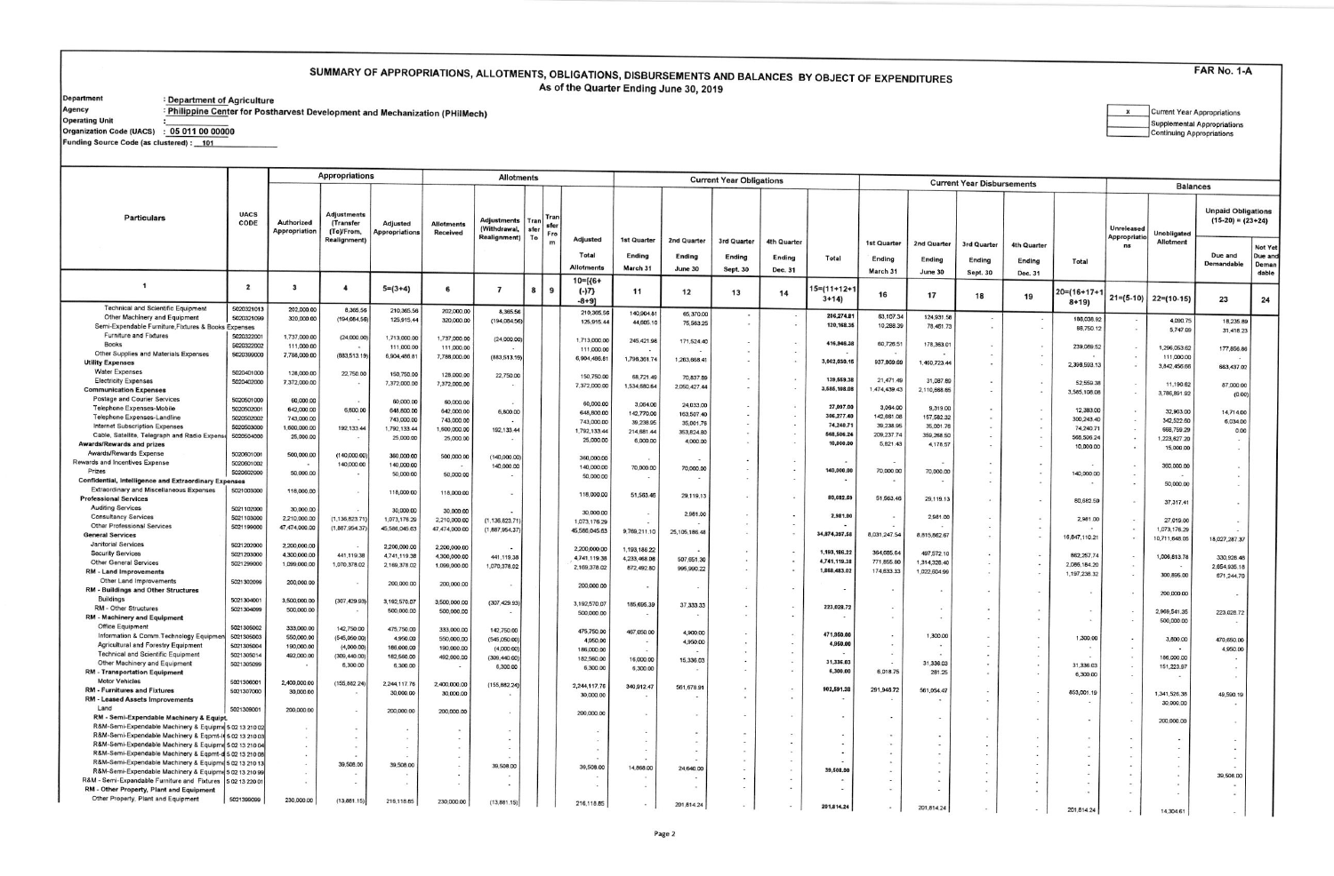# SUMMARY OF APPROPRIATIONS, ALLOTMENTS, OBLIGATIONS, DISBURSEMENTS AND BALANCES BY OBJECT OF EXPENDITURES

As of the Quarter Ending June 30, 2019

**FAR No. 1-A**

Department : Department of Agriculture
Agency : Philippine Center for Postharvest Development and Mechanization (PHilMech)
Operating Unit :
Organization Code (UACS) : 05 011 00 00000
Funding Source Code (as clustered) : 101

x Current Year Appropriations
Supplemental Appropriations
Continuing Appropriations

| Particulars | UACS CODE | Appropriations | | | Allotments | | | | | Current Year Obligations | | | | | Current Year Disbursements | | | | | Balances | | | |
|---|---|---|---|---|---|---|---|---|---|---|---|---|---|---|---|---|---|---|---|---|---|---|---|
| | | Authorized Appropriation | Adjustments (Transfer (To)/From, Realignment) | Adjusted Appropriations | Allotments Received | Adjustments (Withdrawal, Realignment) | Transfer To | Transfer From | Adjusted Total Allotments | 1st Quarter Ending March 31 | 2nd Quarter Ending June 30 | 3rd Quarter Ending Sept. 30 | 4th Quarter Ending Dec. 31 | Total | 1st Quarter Ending March 31 | 2nd Quarter Ending June 30 | 3rd Quarter Ending Sept. 30 | 4th Quarter Ending Dec. 31 | Total | Unreleased Appropriations | Unobligated Allotment | Unpaid Obligations (15-20) = (23+24) Due and Demandable | Unpaid Obligations (15-20) = (23+24) Not Yet Due and Demandable |
| 1 | 2 | 3 | 4 | 5=(3+4) | 6 | 7 | 8 | 9 | 10=[(6+(-)7)-8+9] | 11 | 12 | 13 | 14 | 15=(11+12+13+14) | 16 | 17 | 18 | 19 | 20=(16+17+18+19) | 21=(5-10) | 22=(10-15) | 23 | 24 |
| Technical and Scientific Equipment | 5020321013 | 202,000.00 | 8,365.56 | 210,365.56 | 202,000.00 | 8,365.56 | | | 210,365.56 | 140,904.81 | 65,370.00 | - | - | 206,274.81 | 63,107.34 | 124,931.58 | - | - | 188,038.92 | - | 4,090.75 | 18,235.89 | |
| Other Machinery and Equipment | 5020321099 | 320,000.00 | (194,084.56) | 125,915.44 | 320,000.00 | (194,084.56) | | | 125,915.44 | 44,605.10 | 75,563.25 | - | - | 120,168.35 | 10,288.39 | 78,461.73 | - | - | 88,750.12 | - | 5,747.09 | 31,418.23 | |
| Semi-Expendable Furniture,Fixtures & Books Expenses | | | | | | | | | | | | | | | | | | | | | | | |
| Furniture and Fixtures | 5020322001 | 1,737,000.00 | (24,000.00) | 1,713,000.00 | 1,737,000.00 | (24,000.00) | | | 1,713,000.00 | 245,421.98 | 171,524.40 | - | - | 416,946.38 | 60,726.51 | 178,363.01 | - | - | 239,089.52 | - | 1,296,053.62 | 177,856.86 | |
| Books | 5020322002 | 111,000.00 | - | 111,000.00 | 111,000.00 | - | | | 111,000.00 | - | - | - | - | - | - | - | - | - | - | - | 111,000.00 | - | |
| Other Supplies and Materials Expenses | 5020399000 | 7,788,000.00 | (883,513.19) | 6,904,486.81 | 7,788,000.00 | (883,513.19) | | | 6,904,486.81 | 1,798,361.74 | 1,263,668.41 | - | - | 3,062,030.15 | 937,869.69 | 1,460,723.44 | - | - | 2,398,593.13 | - | 3,842,456.66 | 663,437.02 | |
| Utility Expenses | | | | | | | | | | | | | | | | | | | | | | | |
| Water Expenses | 5020401000 | 128,000.00 | 22,750.00 | 150,750.00 | 128,000.00 | 22,750.00 | | | 150,750.00 | 68,721.49 | 70,837.89 | - | - | 139,559.38 | 21,471.49 | 31,087.89 | - | - | 52,559.38 | - | 11,190.62 | 87,000.00 | |
| Electricity Expenses | 5020402000 | 7,372,000.00 | - | 7,372,000.00 | 7,372,000.00 | - | | | 7,372,000.00 | 1,534,680.64 | 2,050,427.44 | - | - | 3,585,108.08 | 1,474,439.43 | 2,110,668.65 | - | - | 3,585,108.08 | - | 3,786,891.92 | (0.00) | |
| Communication Expenses | | | | | | | | | | | | | | | | | | | | | | | |
| Postage and Courier Services | 5020501000 | 60,000.00 | - | 60,000.00 | 60,000.00 | - | | | 60,000.00 | 3,064.00 | 24,033.00 | - | - | 27,097.00 | 3,064.00 | 9,319.00 | - | - | 12,383.00 | - | 32,903.00 | 14,714.00 | |
| Telephone Expenses-Mobile | 5020502001 | 642,000.00 | 6,800.00 | 648,800.00 | 642,000.00 | 6,800.00 | | | 648,800.00 | 142,770.00 | 163,507.40 | - | - | 306,277.40 | 142,681.08 | 157,562.32 | - | - | 300,243.40 | - | 342,522.60 | 6,034.00 | |
| Telephone Expenses-Landline | 5020502002 | 743,000.00 | - | 743,000.00 | 743,000.00 | - | | | 743,000.00 | 39,238.95 | 35,001.76 | - | - | 74,240.71 | 39,238.95 | 35,001.76 | - | - | 74,240.71 | - | 668,759.29 | 0.00 | |
| Internet Subscription Expenses | 5020503000 | 1,600,000.00 | 192,133.44 | 1,792,133.44 | 1,600,000.00 | 192,133.44 | | | 1,792,133.44 | 214,681.44 | 353,824.80 | - | - | 568,506.24 | 209,237.74 | 359,268.50 | - | - | 568,506.24 | - | 1,223,627.20 | - | |
| Cable, Satellite, Telegraph and Radio Expenses | 5020504000 | 25,000.00 | - | 25,000.00 | 25,000.00 | - | | | 25,000.00 | 6,000.00 | 4,000.00 | - | - | 10,000.00 | 5,821.43 | 4,178.57 | - | - | 10,000.00 | - | 15,000.00 | - | |
| Awards/Rewards and prizes | | | | | | | | | | | | | | | | | | | | | | | |
| Awards/Rewards Expense | 5020601001 | 500,000.00 | (140,000.00) | 360,000.00 | 500,000.00 | (140,000.00) | | | 360,000.00 | - | - | - | - | - | - | - | - | - | - | - | 360,000.00 | - | |
| Rewards and Incentives Expense | 5020601002 | - | 140,000.00 | 140,000.00 | - | 140,000.00 | | | 140,000.00 | 70,000.00 | 70,000.00 | - | - | 140,000.00 | 70,000.00 | 70,000.00 | - | - | 140,000.00 | - | - | - | |
| Prizes | 5020602000 | 50,000.00 | - | 50,000.00 | 50,000.00 | - | | | 50,000.00 | - | - | - | - | - | - | - | - | - | - | - | 50,000.00 | - | |
| Confidential, Intelligence and Extraordinary Expenses | | | | | | | | | | | | | | | | | | | | | | | |
| Extraordinary and Miscellaneous Expenses | 5021003000 | 118,000.00 | - | 118,000.00 | 118,000.00 | - | | | 118,000.00 | 51,563.46 | 29,119.13 | - | - | 80,682.59 | 51,563.46 | 29,119.13 | - | - | 80,682.59 | - | 37,317.41 | - | |
| Professional Services | | | | | | | | | | | | | | | | | | | | | | | |
| Auditing Services | 5021102000 | 30,000.00 | - | 30,000.00 | 30,000.00 | - | | | 30,000.00 | - | 2,981.00 | - | - | 2,981.00 | - | 2,981.00 | - | - | 2,981.00 | - | 27,019.00 | - | |
| Consultancy Services | 5021103000 | 2,210,000.00 | (1,136,823.71) | 1,073,176.29 | 2,210,000.00 | (1,136,823.71) | | | 1,073,176.29 | - | - | - | - | - | - | - | - | - | - | - | 1,073,176.29 | - | |
| Other Professional Services | 5021199000 | 47,474,000.00 | (1,887,954.37) | 45,586,045.63 | 47,474,000.00 | (1,887,954.37) | | | 45,586,045.63 | 9,769,211.10 | 25,105,186.48 | - | - | 34,874,397.58 | 8,031,247.54 | 8,815,862.67 | - | - | 16,847,110.21 | - | 10,711,648.05 | 18,027,287.37 | |
| General Services | | | | | | | | | | | | | | | | | | | | | | | |
| Janitorial Services | 5021202000 | 2,200,000.00 | - | 2,200,000.00 | 2,200,000.00 | - | | | 2,200,000.00 | 1,193,186.22 | - | - | - | 1,193,186.22 | 364,685.64 | 497,572.10 | - | - | 862,257.74 | - | 1,006,813.78 | 330,928.48 | |
| Security Services | 5021203000 | 4,300,000.00 | 441,119.38 | 4,741,119.38 | 4,300,000.00 | 441,119.38 | | | 4,741,119.38 | 4,233,468.08 | 507,651.30 | - | - | 4,741,119.38 | 771,855.80 | 1,314,328.40 | - | - | 2,086,184.20 | - | - | 2,654,935.18 | |
| Other General Services | 5021299000 | 1,099,000.00 | 1,070,378.02 | 2,169,378.02 | 1,099,000.00 | 1,070,378.02 | | | 2,169,378.02 | 872,492.80 | 995,990.22 | - | - | 1,868,483.02 | 174,633.33 | 1,022,604.99 | - | - | 1,197,238.32 | - | 300,895.00 | 671,244.70 | |
| RM - Land Improvements | | | | | | | | | | | | | | | | | | | | | | | |
| Other Land Improvements | 5021302099 | 200,000.00 | - | 200,000.00 | 200,000.00 | - | | | 200,000.00 | - | - | - | - | - | - | - | - | - | - | - | 200,000.00 | - | |
| RM - Buildings and Other Structures | | | | | | | | | | | | | | | | | | | | | | | |
| Buildings | 5021304001 | 3,500,000.00 | (307,429.93) | 3,192,570.07 | 3,500,000.00 | (307,429.93) | | | 3,192,570.07 | 185,695.39 | 37,333.33 | - | - | 223,028.72 | - | - | - | - | - | - | 2,969,541.35 | 223,028.72 | |
| RM - Other Structures | 5021304099 | 500,000.00 | - | 500,000.00 | 500,000.00 | - | | | 500,000.00 | - | - | - | - | - | - | - | - | - | - | - | 500,000.00 | - | |
| RM - Machinery and Equipment | | | | | | | | | | | | | | | | | | | | | | | |
| Office Equipment | 5021305002 | 333,000.00 | 142,750.00 | 475,750.00 | 333,000.00 | 142,750.00 | | | 475,750.00 | 467,050.00 | 4,900.00 | - | - | 471,950.00 | - | 1,300.00 | - | - | 1,300.00 | - | 3,800.00 | 470,650.00 | |
| Information & Comm Technology Equipment | 5021305003 | 550,000.00 | (545,050.00) | 4,950.00 | 550,000.00 | (545,050.00) | | | 4,950.00 | - | 4,950.00 | - | - | 4,950.00 | - | - | - | - | - | - | - | 4,950.00 | |
| Agricultural and Forestry Equipment | 5021305004 | 190,000.00 | (4,000.00) | 186,000.00 | 190,000.00 | (4,000.00) | | | 186,000.00 | - | - | - | - | - | - | - | - | - | - | - | 186,000.00 | - | |
| Technical and Scientific Equipment | 5021305014 | 492,000.00 | (309,440.00) | 182,560.00 | 492,000.00 | (309,440.00) | | | 182,560.00 | 16,000.00 | 15,336.03 | - | - | 31,336.03 | - | 31,336.03 | - | - | 31,336.03 | - | 151,223.97 | - | |
| Other Machinery and Equipment | 5021305099 | - | 6,300.00 | 6,300.00 | - | 6,300.00 | | | 6,300.00 | 6,300.00 | - | - | - | 6,300.00 | 6,018.75 | 281.25 | - | - | 6,300.00 | - | - | - | |
| RM - Transportation Equipment | | | | | | | | | | | | | | | | | | | | | | | |
| Motor Vehicles | 5021306001 | 2,400,000.00 | (155,882.24) | 2,244,117.76 | 2,400,000.00 | (155,882.24) | | | 2,244,117.76 | 340,912.47 | 561,678.91 | - | - | 902,591.38 | 291,946.72 | 561,054.47 | - | - | 853,001.19 | - | 1,341,526.38 | 49,590.19 | |
| RM - Furnitures and Fixtures | 5021307000 | 30,000.00 | - | 30,000.00 | 30,000.00 | - | | | 30,000.00 | - | - | - | - | - | - | - | - | - | - | - | 30,000.00 | - | |
| RM - Leased Assets Improvements | | | | | | | | | | | | | | | | | | | | | | | |
| Land | 5021309001 | 200,000.00 | - | 200,000.00 | 200,000.00 | - | | | 200,000.00 | - | - | - | - | - | - | - | - | - | - | - | 200,000.00 | - | |
| RM - Semi-Expendable Machinery & Equipt. | | | | | | | | | | | | | | | | | | | | | | | |
| R&M-Semi-Expendable Machinery & Equipme | 5 02 13 210 02 | - | - | - | - | - | | | - | - | - | - | - | - | - | - | - | - | - | - | - | - | |
| R&M-Semi-Expendable Machinery & Eqpmt-I | 5 02 13 210 03 | - | - | - | - | - | | | - | - | - | - | - | - | - | - | - | - | - | - | - | - | |
| R&M-Semi-Expendable Machinery & Equipme | 5 02 13 210 04 | - | - | - | - | - | | | - | - | - | - | - | - | - | - | - | - | - | - | - | - | |
| R&M-Semi-Expendable Machinery & Eqpmt-d | 5 02 13 210 08 | - | - | - | - | - | | | - | - | - | - | - | - | - | - | - | - | - | - | - | - | |
| R&M-Semi-Expendable Machinery & Equipme | 5 02 13 210 13 | - | 39,508.00 | 39,508.00 | - | 39,508.00 | | | 39,508.00 | 14,868.00 | 24,640.00 | - | - | 39,508.00 | - | - | - | - | - | - | - | 39,508.00 | |
| R&M-Semi-Expendable Machinery & Equipme | 5 02 13 210 99 | - | - | - | - | - | | | - | - | - | - | - | - | - | - | - | - | - | - | - | - | |
| R&M - Semi-Expendable Furniture and Fixtures | 5 02 13 220 01 | - | - | - | - | - | | | - | - | - | - | - | - | - | - | - | - | - | - | - | - | |
| RM - Other Property, Plant and Equipment | | | | | | | | | | | | | | | | | | | | | | | |
| Other Property, Plant and Equipment | 5021399099 | 230,000.00 | (13,881.15) | 216,118.85 | 230,000.00 | (13,881.15) | | | 216,118.85 | - | 201,814.24 | - | - | 201,814.24 | - | 201,814.24 | - | - | 201,814.24 | - | 14,304.61 | - | |